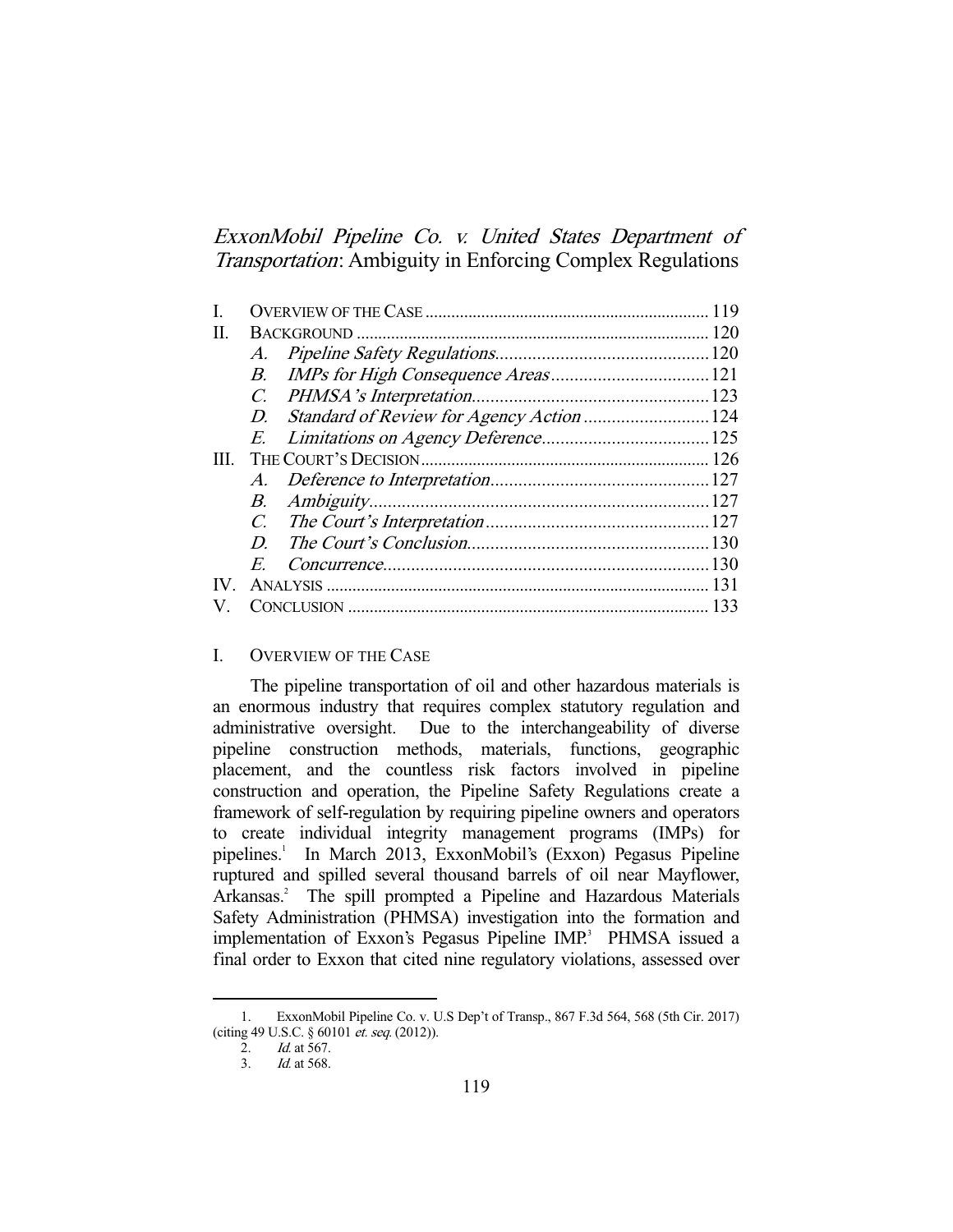# *ExxonMobil Pipeline Co. v. United States Department of Transportation*: Ambiguity in Enforcing Complex Regulations

| | | |
|---|---|---|
| I. | OVERVIEW OF THE CASE | 119 |
| II. | BACKGROUND | 120 |
| | A. *Pipeline Safety Regulations* | 120 |
| | B. *IMPs for High Consequence Areas* | 121 |
| | C. *PHMSA's Interpretation* | 123 |
| | D. *Standard of Review for Agency Action* | 124 |
| | E. *Limitations on Agency Deference* | 125 |
| III. | THE COURT'S DECISION | 126 |
| | A. *Deference to Interpretation* | 127 |
| | B. *Ambiguity* | 127 |
| | C. *The Court's Interpretation* | 127 |
| | D. *The Court's Conclusion* | 130 |
| | E. *Concurrence* | 130 |
| IV. | ANALYSIS | 131 |
| V. | CONCLUSION | 133 |

## I. OVERVIEW OF THE CASE

The pipeline transportation of oil and other hazardous materials is an enormous industry that requires complex statutory regulation and administrative oversight. Due to the interchangeability of diverse pipeline construction methods, materials, functions, geographic placement, and the countless risk factors involved in pipeline construction and operation, the Pipeline Safety Regulations create a framework of self-regulation by requiring pipeline owners and operators to create individual integrity management programs (IMPs) for pipelines.[1] In March 2013, ExxonMobil's (Exxon) Pegasus Pipeline ruptured and spilled several thousand barrels of oil near Mayflower, Arkansas.[2] The spill prompted a Pipeline and Hazardous Materials Safety Administration (PHMSA) investigation into the formation and implementation of Exxon's Pegasus Pipeline IMP.[3] PHMSA issued a final order to Exxon that cited nine regulatory violations, assessed over

1. ExxonMobil Pipeline Co. v. U.S Dep't of Transp., 867 F.3d 564, 568 (5th Cir. 2017) (citing 49 U.S.C. § 60101 *et. seq.* (2012)).
2. *Id.* at 567.
3. *Id.* at 568.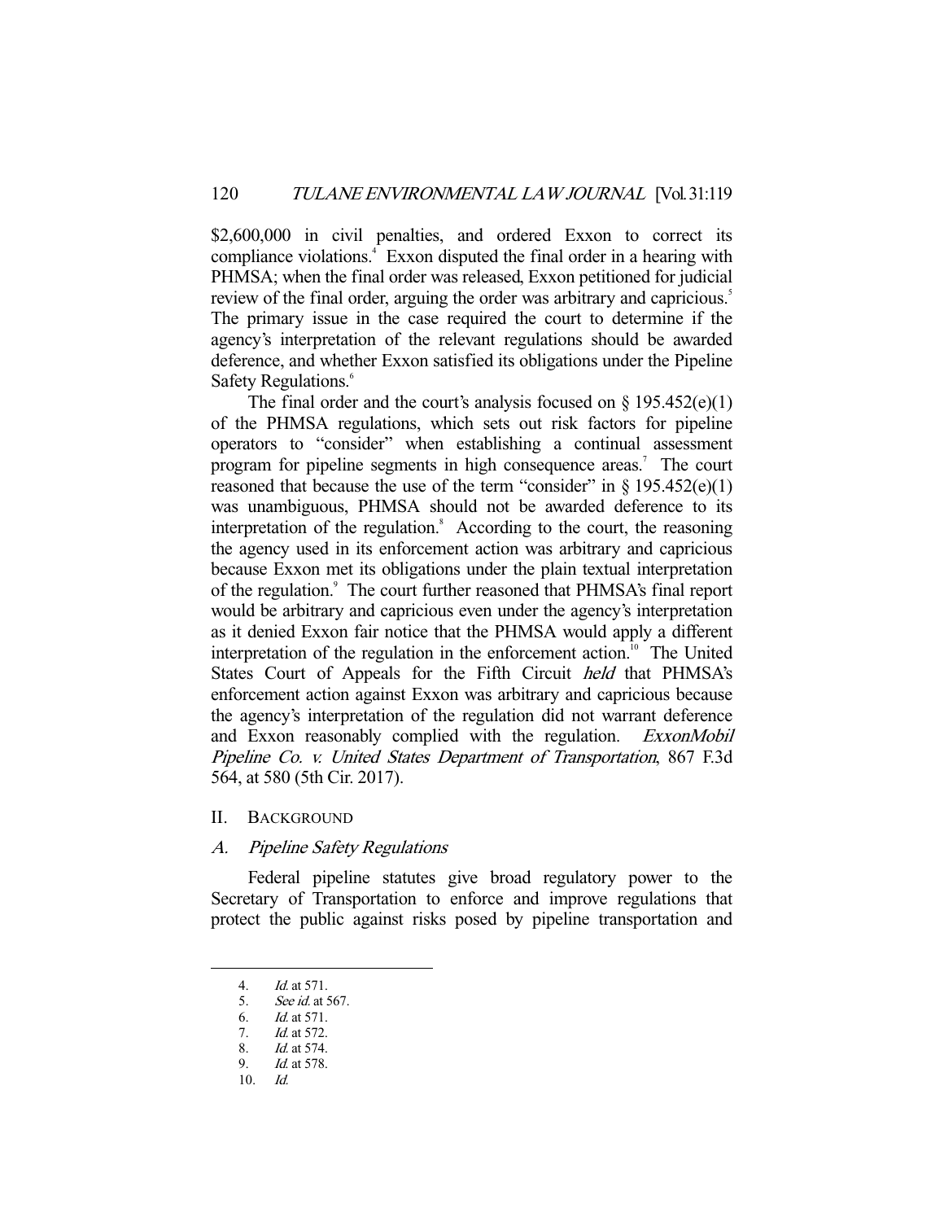$2,600,000 in civil penalties, and ordered Exxon to correct its compliance violations.[4] Exxon disputed the final order in a hearing with PHMSA; when the final order was released, Exxon petitioned for judicial review of the final order, arguing the order was arbitrary and capricious.[5] The primary issue in the case required the court to determine if the agency's interpretation of the relevant regulations should be awarded deference, and whether Exxon satisfied its obligations under the Pipeline Safety Regulations.[6]

The final order and the court's analysis focused on § 195.452(e)(1) of the PHMSA regulations, which sets out risk factors for pipeline operators to "consider" when establishing a continual assessment program for pipeline segments in high consequence areas.[7] The court reasoned that because the use of the term "consider" in § 195.452(e)(1) was unambiguous, PHMSA should not be awarded deference to its interpretation of the regulation.[8] According to the court, the reasoning the agency used in its enforcement action was arbitrary and capricious because Exxon met its obligations under the plain textual interpretation of the regulation.[9] The court further reasoned that PHMSA's final report would be arbitrary and capricious even under the agency's interpretation as it denied Exxon fair notice that the PHMSA would apply a different interpretation of the regulation in the enforcement action.[10] The United States Court of Appeals for the Fifth Circuit *held* that PHMSA's enforcement action against Exxon was arbitrary and capricious because the agency's interpretation of the regulation did not warrant deference and Exxon reasonably complied with the regulation. *ExxonMobil Pipeline Co. v. United States Department of Transportation*, 867 F.3d 564, at 580 (5th Cir. 2017).

## II. BACKGROUND

### A. *Pipeline Safety Regulations*

Federal pipeline statutes give broad regulatory power to the Secretary of Transportation to enforce and improve regulations that protect the public against risks posed by pipeline transportation and

---

4. *Id.* at 571.
5. *See id.* at 567.
6. *Id.* at 571.
7. *Id.* at 572.
8. *Id.* at 574.
9. *Id.* at 578.
10. *Id.*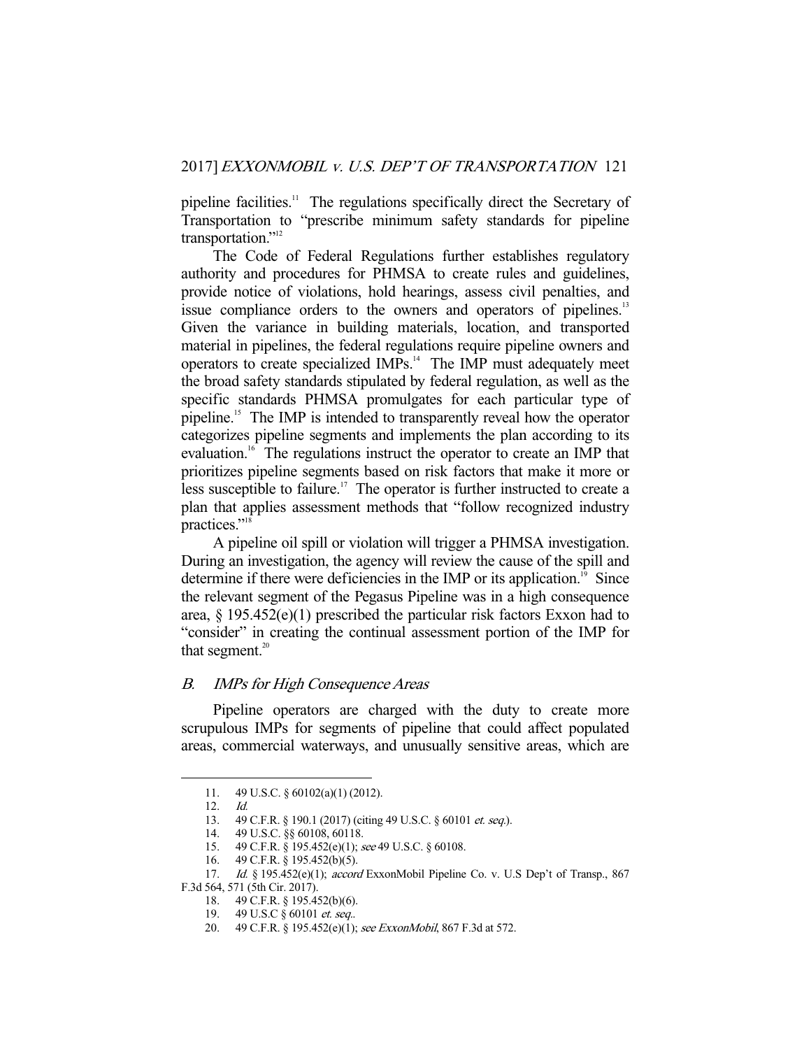pipeline facilities.[11] The regulations specifically direct the Secretary of Transportation to "prescribe minimum safety standards for pipeline transportation."[12]

The Code of Federal Regulations further establishes regulatory authority and procedures for PHMSA to create rules and guidelines, provide notice of violations, hold hearings, assess civil penalties, and issue compliance orders to the owners and operators of pipelines.[13] Given the variance in building materials, location, and transported material in pipelines, the federal regulations require pipeline owners and operators to create specialized IMPs.[14] The IMP must adequately meet the broad safety standards stipulated by federal regulation, as well as the specific standards PHMSA promulgates for each particular type of pipeline.[15] The IMP is intended to transparently reveal how the operator categorizes pipeline segments and implements the plan according to its evaluation.[16] The regulations instruct the operator to create an IMP that prioritizes pipeline segments based on risk factors that make it more or less susceptible to failure.[17] The operator is further instructed to create a plan that applies assessment methods that "follow recognized industry practices."[18]

A pipeline oil spill or violation will trigger a PHMSA investigation. During an investigation, the agency will review the cause of the spill and determine if there were deficiencies in the IMP or its application.[19] Since the relevant segment of the Pegasus Pipeline was in a high consequence area, § 195.452(e)(1) prescribed the particular risk factors Exxon had to "consider" in creating the continual assessment portion of the IMP for that segment.[20]

### *B. IMPs for High Consequence Areas*

Pipeline operators are charged with the duty to create more scrupulous IMPs for segments of pipeline that could affect populated areas, commercial waterways, and unusually sensitive areas, which are

---

11. 49 U.S.C. § 60102(a)(1) (2012).
12. *Id.*
13. 49 C.F.R. § 190.1 (2017) (citing 49 U.S.C. § 60101 *et. seq.*).
14. 49 U.S.C. §§ 60108, 60118.
15. 49 C.F.R. § 195.452(e)(1); *see* 49 U.S.C. § 60108.
16. 49 C.F.R. § 195.452(b)(5).
17. *Id.* § 195.452(e)(1); *accord* ExxonMobil Pipeline Co. v. U.S Dep't of Transp., 867 F.3d 564, 571 (5th Cir. 2017).
18. 49 C.F.R. § 195.452(b)(6).
19. 49 U.S.C § 60101 *et. seq.*.
20. 49 C.F.R. § 195.452(e)(1); *see ExxonMobil*, 867 F.3d at 572.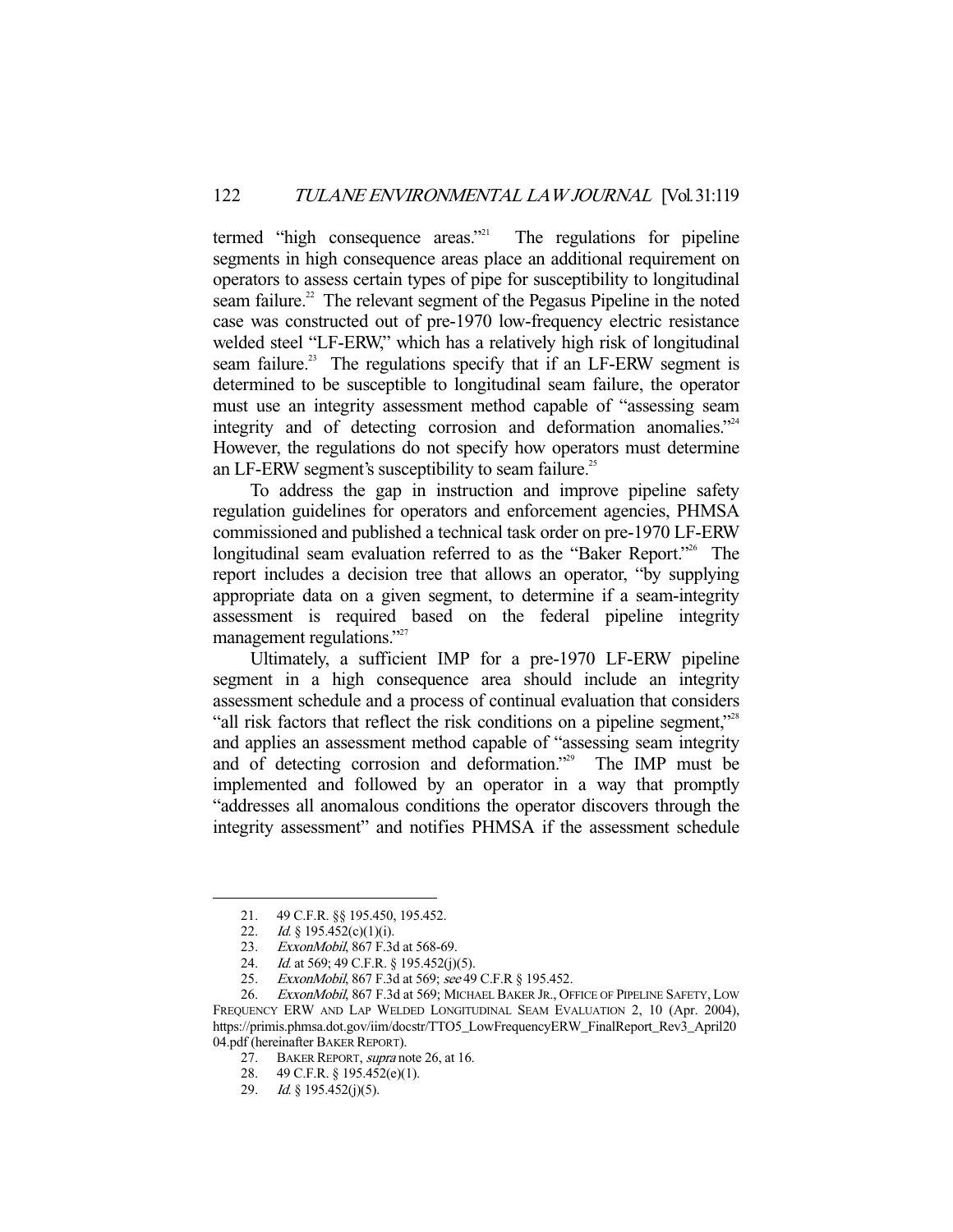termed "high consequence areas."[21] The regulations for pipeline segments in high consequence areas place an additional requirement on operators to assess certain types of pipe for susceptibility to longitudinal seam failure.[22] The relevant segment of the Pegasus Pipeline in the noted case was constructed out of pre-1970 low-frequency electric resistance welded steel "LF-ERW," which has a relatively high risk of longitudinal seam failure.[23] The regulations specify that if an LF-ERW segment is determined to be susceptible to longitudinal seam failure, the operator must use an integrity assessment method capable of "assessing seam integrity and of detecting corrosion and deformation anomalies."[24] However, the regulations do not specify how operators must determine an LF-ERW segment's susceptibility to seam failure.[25]

To address the gap in instruction and improve pipeline safety regulation guidelines for operators and enforcement agencies, PHMSA commissioned and published a technical task order on pre-1970 LF-ERW longitudinal seam evaluation referred to as the "Baker Report."[26] The report includes a decision tree that allows an operator, "by supplying appropriate data on a given segment, to determine if a seam-integrity assessment is required based on the federal pipeline integrity management regulations."[27]

Ultimately, a sufficient IMP for a pre-1970 LF-ERW pipeline segment in a high consequence area should include an integrity assessment schedule and a process of continual evaluation that considers "all risk factors that reflect the risk conditions on a pipeline segment,"[28] and applies an assessment method capable of "assessing seam integrity and of detecting corrosion and deformation."[29] The IMP must be implemented and followed by an operator in a way that promptly "addresses all anomalous conditions the operator discovers through the integrity assessment" and notifies PHMSA if the assessment schedule

---

21. 49 C.F.R. §§ 195.450, 195.452.
22. *Id.* § 195.452(c)(1)(i).
23. *ExxonMobil*, 867 F.3d at 568-69.
24. *Id.* at 569; 49 C.F.R. § 195.452(j)(5).
25. *ExxonMobil*, 867 F.3d at 569; *see* 49 C.F.R § 195.452.
26. *ExxonMobil*, 867 F.3d at 569; MICHAEL BAKER JR., OFFICE OF PIPELINE SAFETY, LOW FREQUENCY ERW AND LAP WELDED LONGITUDINAL SEAM EVALUATION 2, 10 (Apr. 2004), https://primis.phmsa.dot.gov/iim/docstr/TTO5_LowFrequencyERW_FinalReport_Rev3_April2004.pdf (hereinafter BAKER REPORT).
27. BAKER REPORT, *supra* note 26, at 16.
28. 49 C.F.R. § 195.452(e)(1).
29. *Id.* § 195.452(j)(5).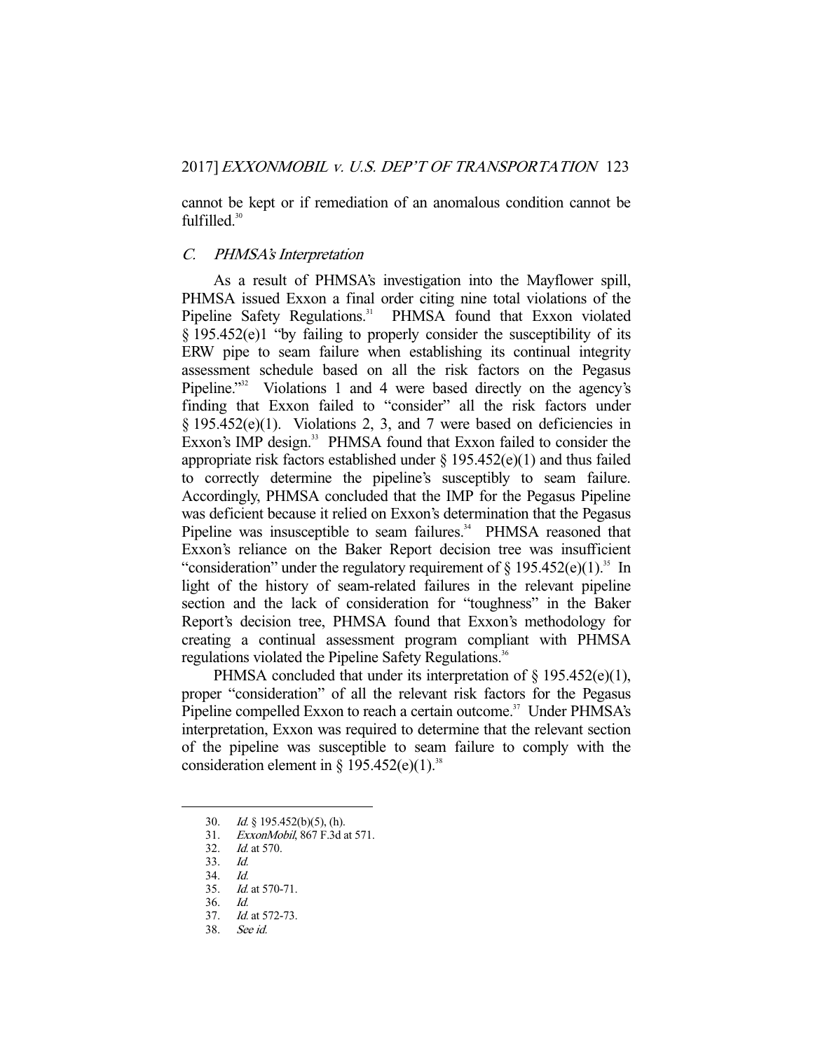cannot be kept or if remediation of an anomalous condition cannot be fulfilled.[30]

### *C. PHMSA's Interpretation*

As a result of PHMSA's investigation into the Mayflower spill, PHMSA issued Exxon a final order citing nine total violations of the Pipeline Safety Regulations.[31] PHMSA found that Exxon violated § 195.452(e)1 "by failing to properly consider the susceptibility of its ERW pipe to seam failure when establishing its continual integrity assessment schedule based on all the risk factors on the Pegasus Pipeline."[32] Violations 1 and 4 were based directly on the agency's finding that Exxon failed to "consider" all the risk factors under § 195.452(e)(1). Violations 2, 3, and 7 were based on deficiencies in Exxon's IMP design.[33] PHMSA found that Exxon failed to consider the appropriate risk factors established under § 195.452(e)(1) and thus failed to correctly determine the pipeline's susceptibly to seam failure. Accordingly, PHMSA concluded that the IMP for the Pegasus Pipeline was deficient because it relied on Exxon's determination that the Pegasus Pipeline was insusceptible to seam failures.[34] PHMSA reasoned that Exxon's reliance on the Baker Report decision tree was insufficient "consideration" under the regulatory requirement of § 195.452(e)(1).[35] In light of the history of seam-related failures in the relevant pipeline section and the lack of consideration for "toughness" in the Baker Report's decision tree, PHMSA found that Exxon's methodology for creating a continual assessment program compliant with PHMSA regulations violated the Pipeline Safety Regulations.[36]

PHMSA concluded that under its interpretation of § 195.452(e)(1), proper "consideration" of all the relevant risk factors for the Pegasus Pipeline compelled Exxon to reach a certain outcome.[37] Under PHMSA's interpretation, Exxon was required to determine that the relevant section of the pipeline was susceptible to seam failure to comply with the consideration element in § 195.452(e)(1).[38]

---

30. *Id.* § 195.452(b)(5), (h).
31. *ExxonMobil*, 867 F.3d at 571.
32. *Id.* at 570.
33. *Id.*
34. *Id.*
35. *Id.* at 570-71.
36. *Id.*
37. *Id.* at 572-73.
38. *See id.*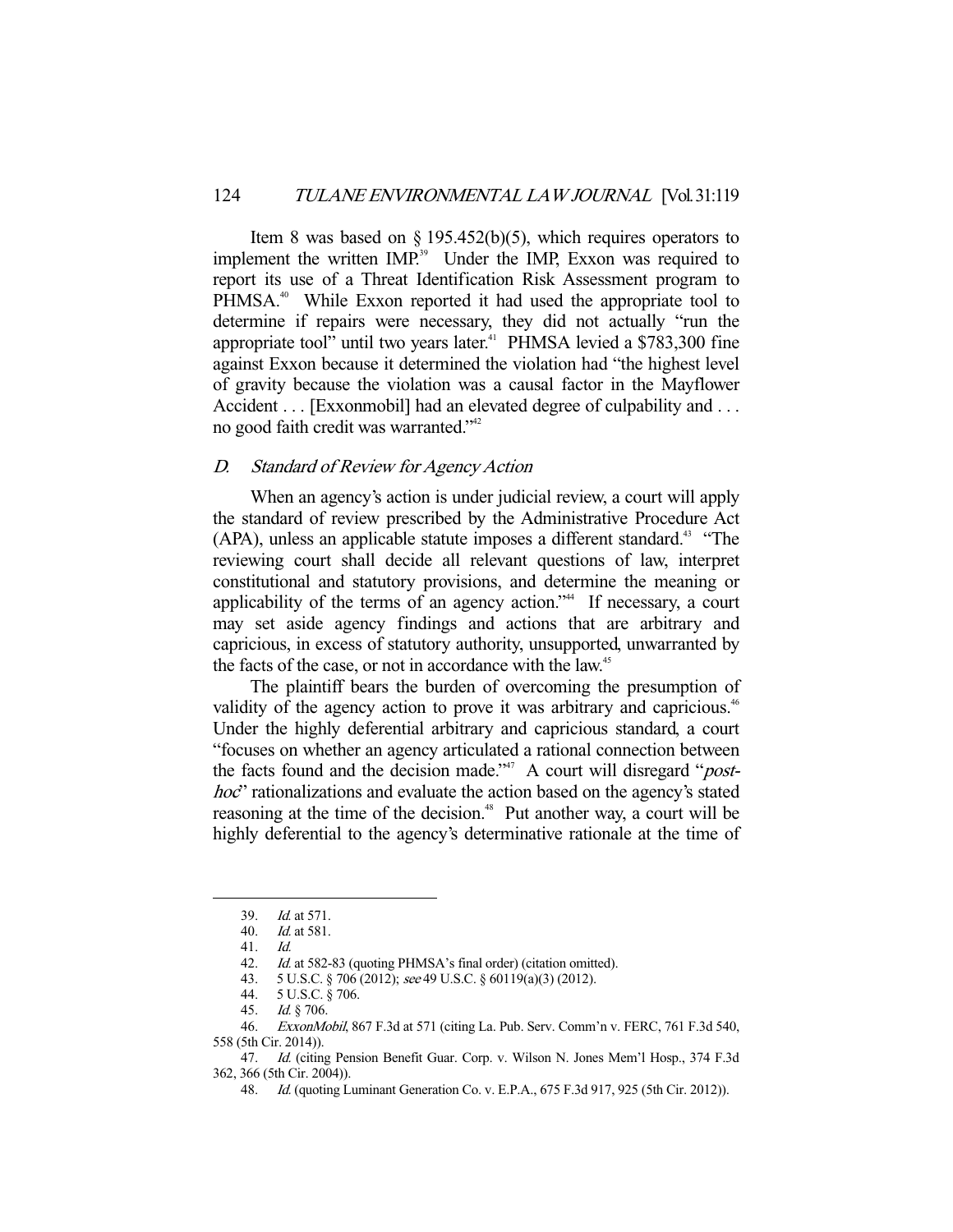Item 8 was based on § 195.452(b)(5), which requires operators to implement the written IMP.[39] Under the IMP, Exxon was required to report its use of a Threat Identification Risk Assessment program to PHMSA.[40] While Exxon reported it had used the appropriate tool to determine if repairs were necessary, they did not actually "run the appropriate tool" until two years later.[41] PHMSA levied a $783,300 fine against Exxon because it determined the violation had "the highest level of gravity because the violation was a causal factor in the Mayflower Accident . . . [Exxonmobil] had an elevated degree of culpability and . . . no good faith credit was warranted."[42]

### *D. Standard of Review for Agency Action*

When an agency's action is under judicial review, a court will apply the standard of review prescribed by the Administrative Procedure Act (APA), unless an applicable statute imposes a different standard.[43] "The reviewing court shall decide all relevant questions of law, interpret constitutional and statutory provisions, and determine the meaning or applicability of the terms of an agency action."[44] If necessary, a court may set aside agency findings and actions that are arbitrary and capricious, in excess of statutory authority, unsupported, unwarranted by the facts of the case, or not in accordance with the law.[45]

The plaintiff bears the burden of overcoming the presumption of validity of the agency action to prove it was arbitrary and capricious.[46] Under the highly deferential arbitrary and capricious standard, a court "focuses on whether an agency articulated a rational connection between the facts found and the decision made."[47] A court will disregard "*post-hoc*" rationalizations and evaluate the action based on the agency's stated reasoning at the time of the decision.[48] Put another way, a court will be highly deferential to the agency's determinative rationale at the time of

---

39. *Id.* at 571.
40. *Id.* at 581.
41. *Id.*
42. *Id.* at 582-83 (quoting PHMSA's final order) (citation omitted).
43. 5 U.S.C. § 706 (2012); *see* 49 U.S.C. § 60119(a)(3) (2012).
44. 5 U.S.C. § 706.
45. *Id.* § 706.
46. *ExxonMobil*, 867 F.3d at 571 (citing La. Pub. Serv. Comm'n v. FERC, 761 F.3d 540, 558 (5th Cir. 2014)).
47. *Id.* (citing Pension Benefit Guar. Corp. v. Wilson N. Jones Mem'l Hosp., 374 F.3d 362, 366 (5th Cir. 2004)).
48. *Id.* (quoting Luminant Generation Co. v. E.P.A., 675 F.3d 917, 925 (5th Cir. 2012)).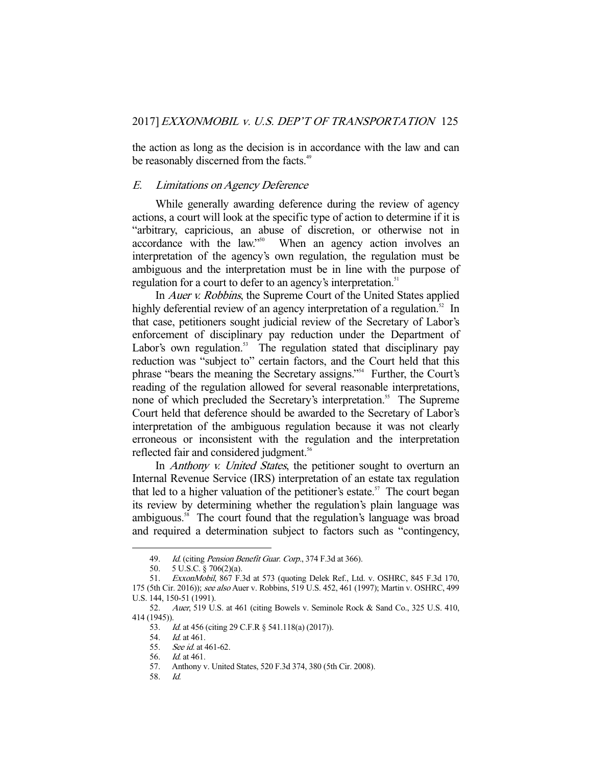the action as long as the decision is in accordance with the law and can be reasonably discerned from the facts.[49]

### *E. Limitations on Agency Deference*

While generally awarding deference during the review of agency actions, a court will look at the specific type of action to determine if it is "arbitrary, capricious, an abuse of discretion, or otherwise not in accordance with the law."[50] When an agency action involves an interpretation of the agency's own regulation, the regulation must be ambiguous and the interpretation must be in line with the purpose of regulation for a court to defer to an agency's interpretation.[51]

In *Auer v. Robbins*, the Supreme Court of the United States applied highly deferential review of an agency interpretation of a regulation.[52] In that case, petitioners sought judicial review of the Secretary of Labor's enforcement of disciplinary pay reduction under the Department of Labor's own regulation.[53] The regulation stated that disciplinary pay reduction was "subject to" certain factors, and the Court held that this phrase "bears the meaning the Secretary assigns."[54] Further, the Court's reading of the regulation allowed for several reasonable interpretations, none of which precluded the Secretary's interpretation.[55] The Supreme Court held that deference should be awarded to the Secretary of Labor's interpretation of the ambiguous regulation because it was not clearly erroneous or inconsistent with the regulation and the interpretation reflected fair and considered judgment.[56]

In *Anthony v. United States*, the petitioner sought to overturn an Internal Revenue Service (IRS) interpretation of an estate tax regulation that led to a higher valuation of the petitioner's estate.[57] The court began its review by determining whether the regulation's plain language was ambiguous.[58] The court found that the regulation's language was broad and required a determination subject to factors such as "contingency,

---

49. *Id.* (citing *Pension Benefit Guar. Corp.*, 374 F.3d at 366).

50. 5 U.S.C. § 706(2)(a).

51. *ExxonMobil*, 867 F.3d at 573 (quoting Delek Ref., Ltd. v. OSHRC, 845 F.3d 170, 175 (5th Cir. 2016)); *see also* Auer v. Robbins, 519 U.S. 452, 461 (1997); Martin v. OSHRC, 499 U.S. 144, 150-51 (1991).

52. *Auer*, 519 U.S. at 461 (citing Bowels v. Seminole Rock & Sand Co., 325 U.S. 410, 414 (1945)).

53. *Id.* at 456 (citing 29 C.F.R § 541.118(a) (2017)).

54. *Id.* at 461.

55. *See id.* at 461-62.

56. *Id.* at 461.

57. Anthony v. United States, 520 F.3d 374, 380 (5th Cir. 2008).

58. *Id.*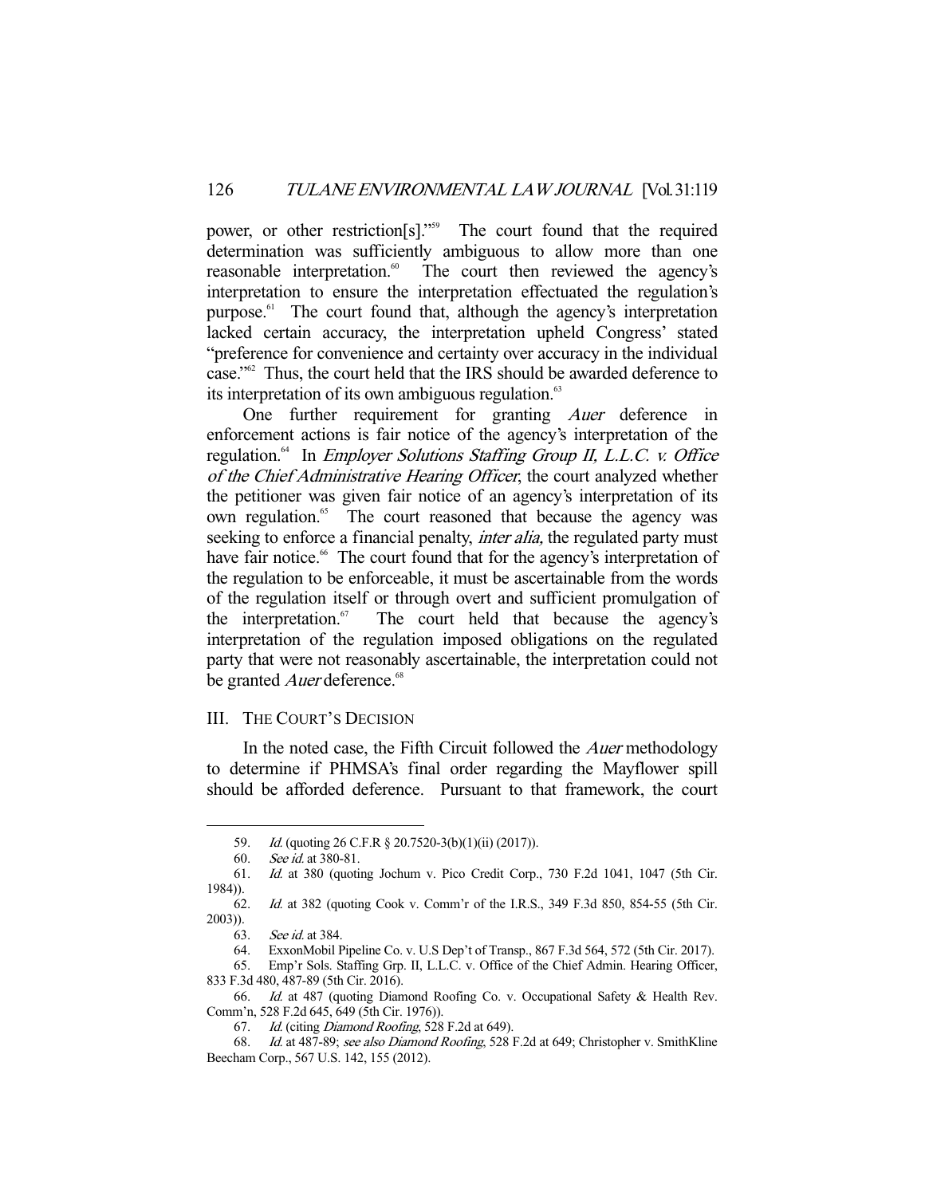power, or other restriction[s]."[59] The court found that the required determination was sufficiently ambiguous to allow more than one reasonable interpretation.[60] The court then reviewed the agency's interpretation to ensure the interpretation effectuated the regulation's purpose.[61] The court found that, although the agency's interpretation lacked certain accuracy, the interpretation upheld Congress' stated "preference for convenience and certainty over accuracy in the individual case."[62] Thus, the court held that the IRS should be awarded deference to its interpretation of its own ambiguous regulation.[63]

One further requirement for granting *Auer* deference in enforcement actions is fair notice of the agency's interpretation of the regulation.[64] In *Employer Solutions Staffing Group II, L.L.C. v. Office of the Chief Administrative Hearing Officer*, the court analyzed whether the petitioner was given fair notice of an agency's interpretation of its own regulation.[65] The court reasoned that because the agency was seeking to enforce a financial penalty, *inter alia,* the regulated party must have fair notice.[66] The court found that for the agency's interpretation of the regulation to be enforceable, it must be ascertainable from the words of the regulation itself or through overt and sufficient promulgation of the interpretation.[67] The court held that because the agency's interpretation of the regulation imposed obligations on the regulated party that were not reasonably ascertainable, the interpretation could not be granted *Auer* deference.[68]

## III. THE COURT'S DECISION

In the noted case, the Fifth Circuit followed the *Auer* methodology to determine if PHMSA's final order regarding the Mayflower spill should be afforded deference. Pursuant to that framework, the court

---

59. *Id.* (quoting 26 C.F.R § 20.7520-3(b)(1)(ii) (2017)).

60. *See id.* at 380-81.

61. *Id.* at 380 (quoting Jochum v. Pico Credit Corp., 730 F.2d 1041, 1047 (5th Cir. 1984)).

62. *Id.* at 382 (quoting Cook v. Comm'r of the I.R.S., 349 F.3d 850, 854-55 (5th Cir. 2003)).

63. *See id.* at 384.

64. ExxonMobil Pipeline Co. v. U.S Dep't of Transp., 867 F.3d 564, 572 (5th Cir. 2017).

65. Emp'r Sols. Staffing Grp. II, L.L.C. v. Office of the Chief Admin. Hearing Officer, 833 F.3d 480, 487-89 (5th Cir. 2016).

66. *Id.* at 487 (quoting Diamond Roofing Co. v. Occupational Safety & Health Rev. Comm'n, 528 F.2d 645, 649 (5th Cir. 1976)).

67. *Id.* (citing *Diamond Roofing*, 528 F.2d at 649).

68. *Id.* at 487-89; *see also Diamond Roofing*, 528 F.2d at 649; Christopher v. SmithKline Beecham Corp., 567 U.S. 142, 155 (2012).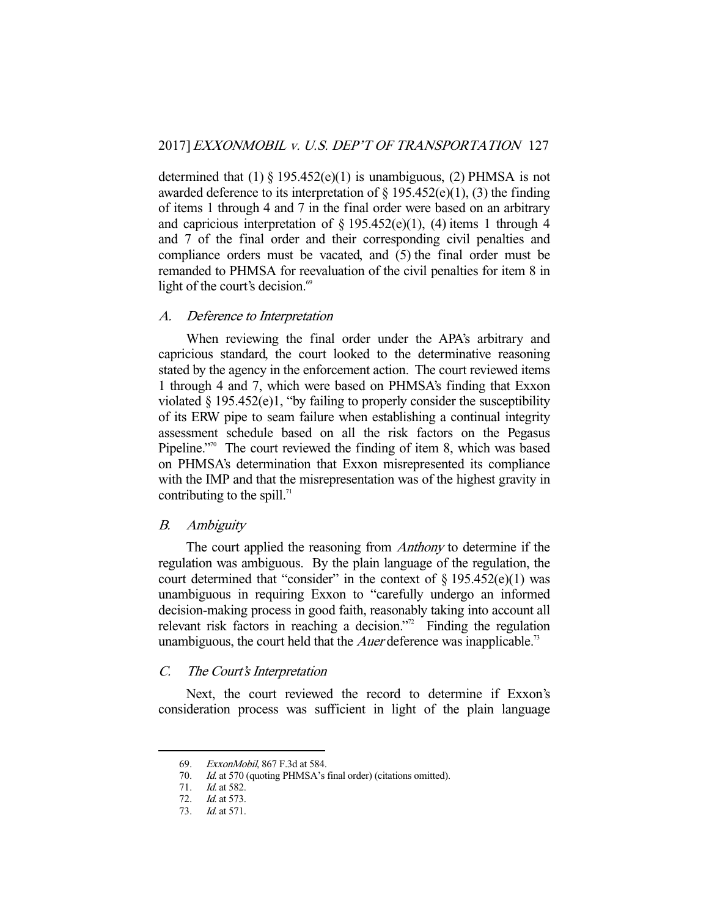determined that (1) § 195.452(e)(1) is unambiguous, (2) PHMSA is not awarded deference to its interpretation of § 195.452(e)(1), (3) the finding of items 1 through 4 and 7 in the final order were based on an arbitrary and capricious interpretation of § 195.452(e)(1), (4) items 1 through 4 and 7 of the final order and their corresponding civil penalties and compliance orders must be vacated, and (5) the final order must be remanded to PHMSA for reevaluation of the civil penalties for item 8 in light of the court's decision.[69]

### *A. Deference to Interpretation*

When reviewing the final order under the APA's arbitrary and capricious standard, the court looked to the determinative reasoning stated by the agency in the enforcement action. The court reviewed items 1 through 4 and 7, which were based on PHMSA's finding that Exxon violated § 195.452(e)1, "by failing to properly consider the susceptibility of its ERW pipe to seam failure when establishing a continual integrity assessment schedule based on all the risk factors on the Pegasus Pipeline."[70] The court reviewed the finding of item 8, which was based on PHMSA's determination that Exxon misrepresented its compliance with the IMP and that the misrepresentation was of the highest gravity in contributing to the spill.[71]

### *B. Ambiguity*

The court applied the reasoning from *Anthony* to determine if the regulation was ambiguous. By the plain language of the regulation, the court determined that "consider" in the context of § 195.452(e)(1) was unambiguous in requiring Exxon to "carefully undergo an informed decision-making process in good faith, reasonably taking into account all relevant risk factors in reaching a decision."[72] Finding the regulation unambiguous, the court held that the *Auer* deference was inapplicable.[73]

### *C. The Court's Interpretation*

Next, the court reviewed the record to determine if Exxon's consideration process was sufficient in light of the plain language

---

69. *ExxonMobil*, 867 F.3d at 584.
70. *Id.* at 570 (quoting PHMSA's final order) (citations omitted).
71. *Id.* at 582.
72. *Id.* at 573.
73. *Id.* at 571.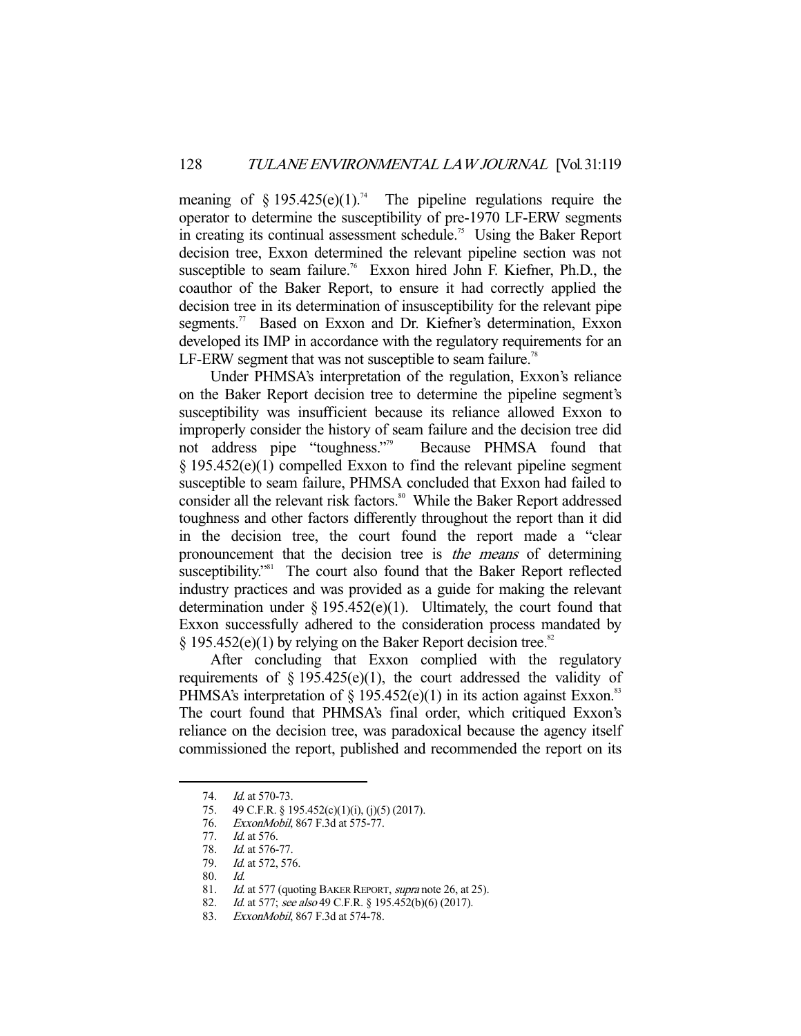meaning of § 195.425(e)(1).[74] The pipeline regulations require the operator to determine the susceptibility of pre-1970 LF-ERW segments in creating its continual assessment schedule.[75] Using the Baker Report decision tree, Exxon determined the relevant pipeline section was not susceptible to seam failure.[76] Exxon hired John F. Kiefner, Ph.D., the coauthor of the Baker Report, to ensure it had correctly applied the decision tree in its determination of insusceptibility for the relevant pipe segments.[77] Based on Exxon and Dr. Kiefner's determination, Exxon developed its IMP in accordance with the regulatory requirements for an LF-ERW segment that was not susceptible to seam failure.[78]

Under PHMSA's interpretation of the regulation, Exxon's reliance on the Baker Report decision tree to determine the pipeline segment's susceptibility was insufficient because its reliance allowed Exxon to improperly consider the history of seam failure and the decision tree did not address pipe "toughness."[79] Because PHMSA found that § 195.452(e)(1) compelled Exxon to find the relevant pipeline segment susceptible to seam failure, PHMSA concluded that Exxon had failed to consider all the relevant risk factors.[80] While the Baker Report addressed toughness and other factors differently throughout the report than it did in the decision tree, the court found the report made a "clear pronouncement that the decision tree is *the means* of determining susceptibility."[81] The court also found that the Baker Report reflected industry practices and was provided as a guide for making the relevant determination under § 195.452(e)(1). Ultimately, the court found that Exxon successfully adhered to the consideration process mandated by § 195.452(e)(1) by relying on the Baker Report decision tree.[82]

After concluding that Exxon complied with the regulatory requirements of § 195.425(e)(1), the court addressed the validity of PHMSA's interpretation of § 195.452(e)(1) in its action against Exxon.[83] The court found that PHMSA's final order, which critiqued Exxon's reliance on the decision tree, was paradoxical because the agency itself commissioned the report, published and recommended the report on its

---

74. *Id.* at 570-73.
75. 49 C.F.R. § 195.452(c)(1)(i), (j)(5) (2017).
76. *ExxonMobil*, 867 F.3d at 575-77.
77. *Id.* at 576.
78. *Id.* at 576-77.
79. *Id.* at 572, 576.
80. *Id.*
81. *Id.* at 577 (quoting BAKER REPORT, *supra* note 26, at 25).
82. *Id.* at 577; *see also* 49 C.F.R. § 195.452(b)(6) (2017).
83. *ExxonMobil*, 867 F.3d at 574-78.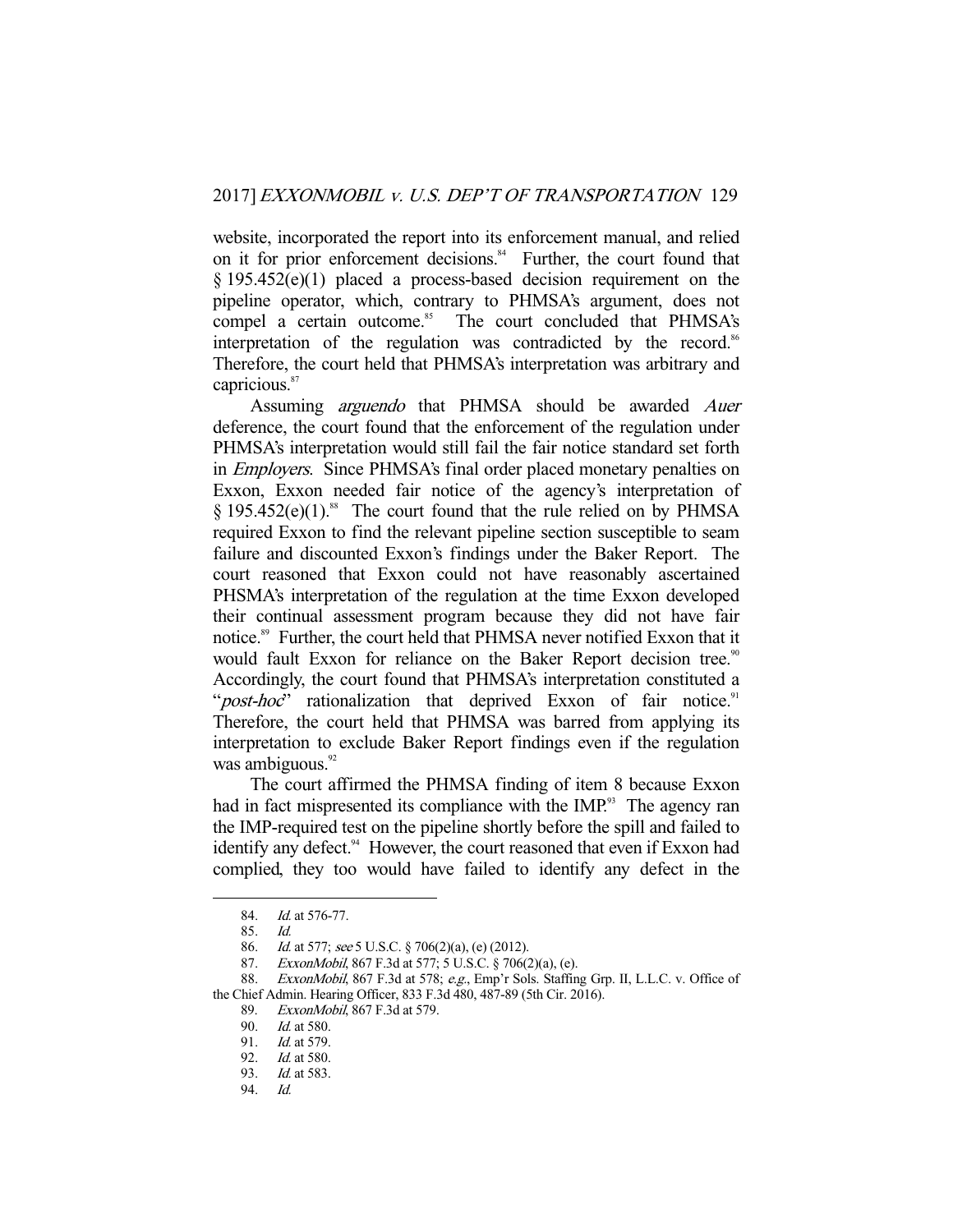website, incorporated the report into its enforcement manual, and relied on it for prior enforcement decisions.[84] Further, the court found that § 195.452(e)(1) placed a process-based decision requirement on the pipeline operator, which, contrary to PHMSA's argument, does not compel a certain outcome.[85] The court concluded that PHMSA's interpretation of the regulation was contradicted by the record.[86] Therefore, the court held that PHMSA's interpretation was arbitrary and capricious.[87]

Assuming *arguendo* that PHMSA should be awarded *Auer* deference, the court found that the enforcement of the regulation under PHMSA's interpretation would still fail the fair notice standard set forth in *Employers*. Since PHMSA's final order placed monetary penalties on Exxon, Exxon needed fair notice of the agency's interpretation of § 195.452(e)(1).[88] The court found that the rule relied on by PHMSA required Exxon to find the relevant pipeline section susceptible to seam failure and discounted Exxon's findings under the Baker Report. The court reasoned that Exxon could not have reasonably ascertained PHSMA's interpretation of the regulation at the time Exxon developed their continual assessment program because they did not have fair notice.[89] Further, the court held that PHMSA never notified Exxon that it would fault Exxon for reliance on the Baker Report decision tree.[90] Accordingly, the court found that PHMSA's interpretation constituted a "*post-hoc*" rationalization that deprived Exxon of fair notice.[91] Therefore, the court held that PHMSA was barred from applying its interpretation to exclude Baker Report findings even if the regulation was ambiguous.[92]

The court affirmed the PHMSA finding of item 8 because Exxon had in fact mispresented its compliance with the IMP.[93] The agency ran the IMP-required test on the pipeline shortly before the spill and failed to identify any defect.[94] However, the court reasoned that even if Exxon had complied, they too would have failed to identify any defect in the

---

84. *Id.* at 576-77.
85. *Id.*
86. *Id.* at 577; *see* 5 U.S.C. § 706(2)(a), (e) (2012).
87. *ExxonMobil*, 867 F.3d at 577; 5 U.S.C. § 706(2)(a), (e).
88. *ExxonMobil*, 867 F.3d at 578; *e.g.*, Emp'r Sols. Staffing Grp. II, L.L.C. v. Office of the Chief Admin. Hearing Officer, 833 F.3d 480, 487-89 (5th Cir. 2016).
89. *ExxonMobil*, 867 F.3d at 579.
90. *Id.* at 580.
91. *Id.* at 579.
92. *Id.* at 580.
93. *Id.* at 583.
94. *Id.*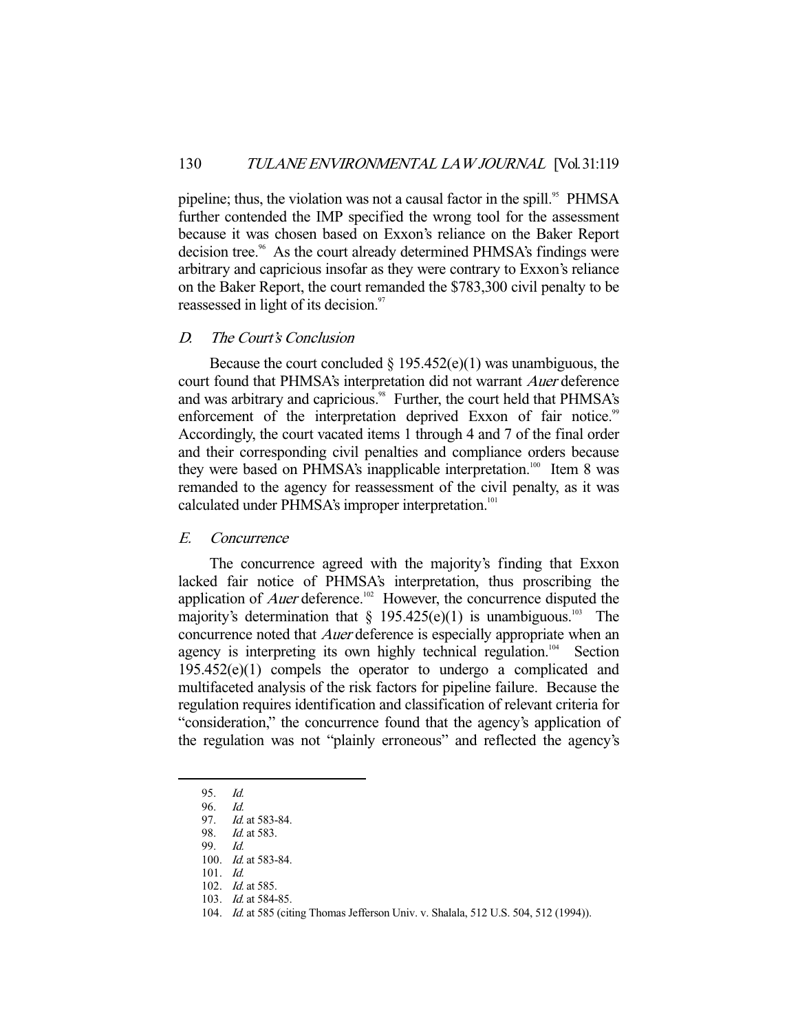pipeline; thus, the violation was not a causal factor in the spill.[95] PHMSA further contended the IMP specified the wrong tool for the assessment because it was chosen based on Exxon's reliance on the Baker Report decision tree.[96] As the court already determined PHMSA's findings were arbitrary and capricious insofar as they were contrary to Exxon's reliance on the Baker Report, the court remanded the $783,300 civil penalty to be reassessed in light of its decision.[97]

### *D. The Court's Conclusion*

Because the court concluded § 195.452(e)(1) was unambiguous, the court found that PHMSA's interpretation did not warrant *Auer* deference and was arbitrary and capricious.[98] Further, the court held that PHMSA's enforcement of the interpretation deprived Exxon of fair notice.[99] Accordingly, the court vacated items 1 through 4 and 7 of the final order and their corresponding civil penalties and compliance orders because they were based on PHMSA's inapplicable interpretation.[100] Item 8 was remanded to the agency for reassessment of the civil penalty, as it was calculated under PHMSA's improper interpretation.[101]

### *E. Concurrence*

The concurrence agreed with the majority's finding that Exxon lacked fair notice of PHMSA's interpretation, thus proscribing the application of *Auer* deference.[102] However, the concurrence disputed the majority's determination that § 195.425(e)(1) is unambiguous.[103] The concurrence noted that *Auer* deference is especially appropriate when an agency is interpreting its own highly technical regulation.[104] Section 195.452(e)(1) compels the operator to undergo a complicated and multifaceted analysis of the risk factors for pipeline failure. Because the regulation requires identification and classification of relevant criteria for "consideration," the concurrence found that the agency's application of the regulation was not "plainly erroneous" and reflected the agency's

---

95. *Id.*
96. *Id.*
97. *Id.* at 583-84.
98. *Id.* at 583.
99. *Id.*
100. *Id.* at 583-84.
101. *Id.*
102. *Id.* at 585.
103. *Id.* at 584-85.
104. *Id.* at 585 (citing Thomas Jefferson Univ. v. Shalala, 512 U.S. 504, 512 (1994)).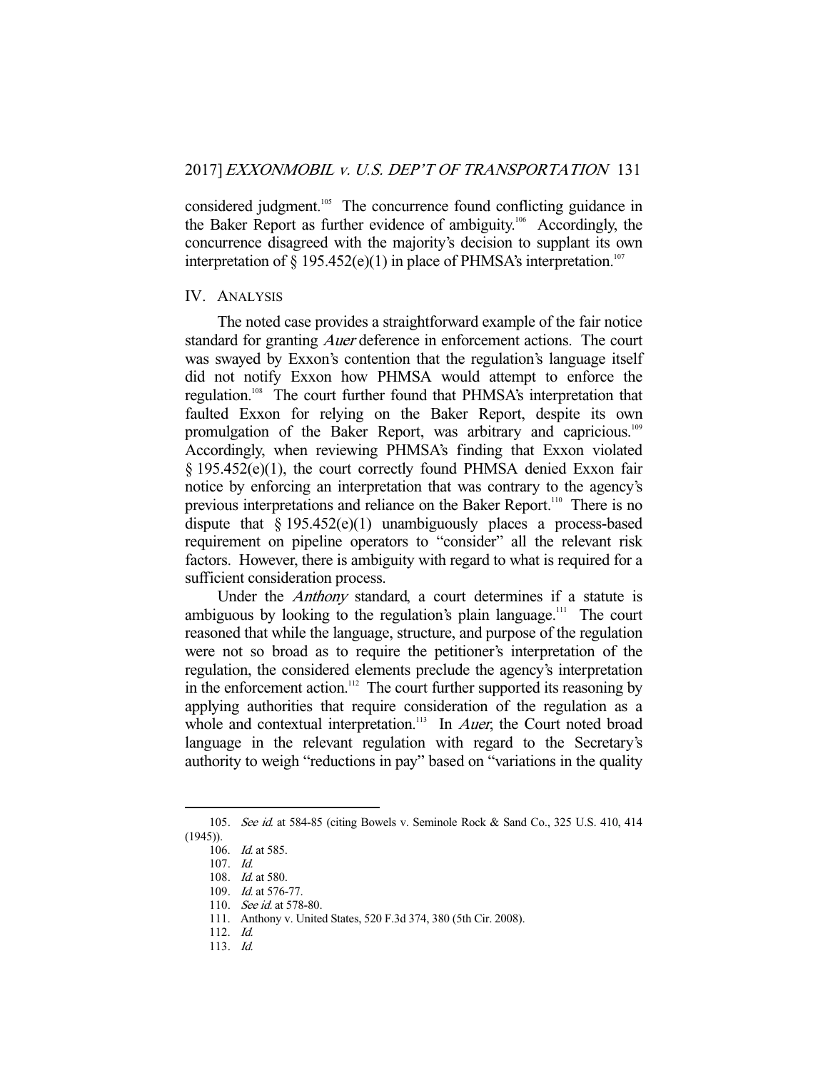considered judgment.[105] The concurrence found conflicting guidance in the Baker Report as further evidence of ambiguity.[106] Accordingly, the concurrence disagreed with the majority's decision to supplant its own interpretation of § 195.452(e)(1) in place of PHMSA's interpretation.[107]

## IV. ANALYSIS

The noted case provides a straightforward example of the fair notice standard for granting *Auer* deference in enforcement actions. The court was swayed by Exxon's contention that the regulation's language itself did not notify Exxon how PHMSA would attempt to enforce the regulation.[108] The court further found that PHMSA's interpretation that faulted Exxon for relying on the Baker Report, despite its own promulgation of the Baker Report, was arbitrary and capricious.[109] Accordingly, when reviewing PHMSA's finding that Exxon violated § 195.452(e)(1), the court correctly found PHMSA denied Exxon fair notice by enforcing an interpretation that was contrary to the agency's previous interpretations and reliance on the Baker Report.[110] There is no dispute that § 195.452(e)(1) unambiguously places a process-based requirement on pipeline operators to "consider" all the relevant risk factors. However, there is ambiguity with regard to what is required for a sufficient consideration process.

Under the *Anthony* standard, a court determines if a statute is ambiguous by looking to the regulation's plain language.[111] The court reasoned that while the language, structure, and purpose of the regulation were not so broad as to require the petitioner's interpretation of the regulation, the considered elements preclude the agency's interpretation in the enforcement action.[112] The court further supported its reasoning by applying authorities that require consideration of the regulation as a whole and contextual interpretation.[113] In *Auer*, the Court noted broad language in the relevant regulation with regard to the Secretary's authority to weigh "reductions in pay" based on "variations in the quality

---

105. *See id.* at 584-85 (citing Bowels v. Seminole Rock & Sand Co., 325 U.S. 410, 414 (1945)).

106. *Id.* at 585.

107. *Id.*

108. *Id.* at 580.

109. *Id.* at 576-77.

110. *See id.* at 578-80.

111. Anthony v. United States, 520 F.3d 374, 380 (5th Cir. 2008).

112. *Id.*

113. *Id.*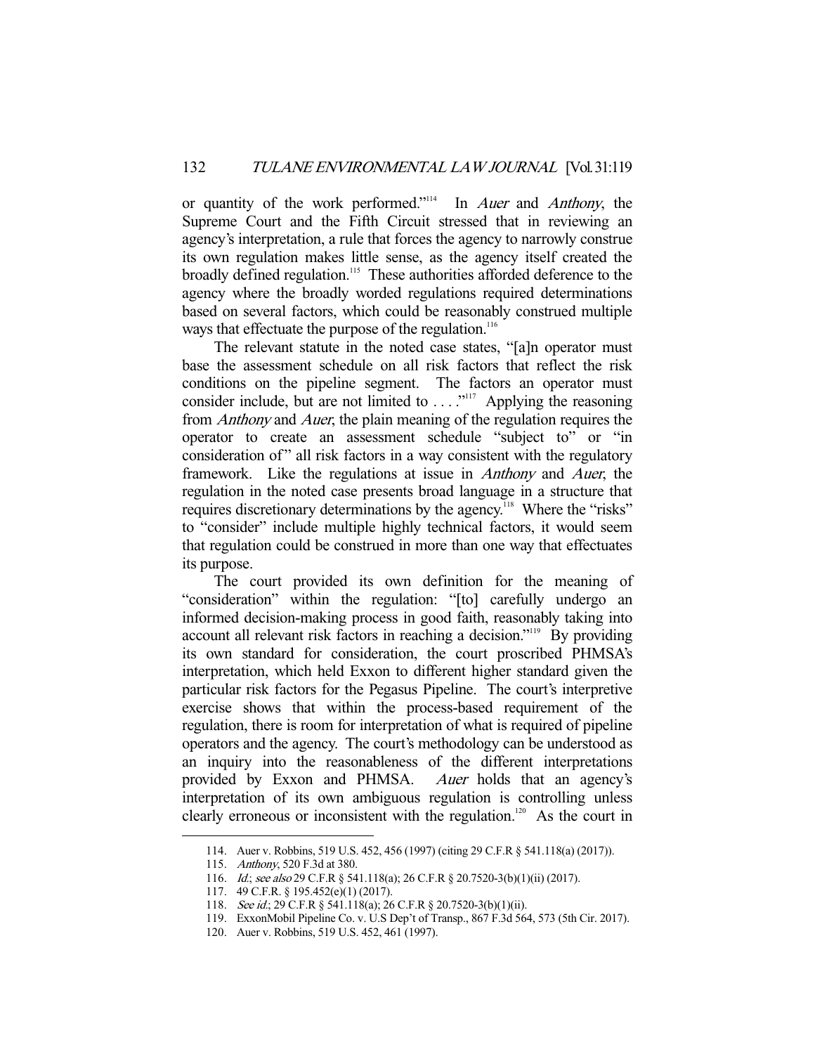or quantity of the work performed."[114] In *Auer* and *Anthony*, the Supreme Court and the Fifth Circuit stressed that in reviewing an agency's interpretation, a rule that forces the agency to narrowly construe its own regulation makes little sense, as the agency itself created the broadly defined regulation.[115] These authorities afforded deference to the agency where the broadly worded regulations required determinations based on several factors, which could be reasonably construed multiple ways that effectuate the purpose of the regulation.[116]

The relevant statute in the noted case states, "[a]n operator must base the assessment schedule on all risk factors that reflect the risk conditions on the pipeline segment. The factors an operator must consider include, but are not limited to . . . ."[117] Applying the reasoning from *Anthony* and *Auer*, the plain meaning of the regulation requires the operator to create an assessment schedule "subject to" or "in consideration of" all risk factors in a way consistent with the regulatory framework. Like the regulations at issue in *Anthony* and *Auer*, the regulation in the noted case presents broad language in a structure that requires discretionary determinations by the agency.[118] Where the "risks" to "consider" include multiple highly technical factors, it would seem that regulation could be construed in more than one way that effectuates its purpose.

The court provided its own definition for the meaning of "consideration" within the regulation: "[to] carefully undergo an informed decision-making process in good faith, reasonably taking into account all relevant risk factors in reaching a decision."[119] By providing its own standard for consideration, the court proscribed PHMSA's interpretation, which held Exxon to different higher standard given the particular risk factors for the Pegasus Pipeline. The court's interpretive exercise shows that within the process-based requirement of the regulation, there is room for interpretation of what is required of pipeline operators and the agency. The court's methodology can be understood as an inquiry into the reasonableness of the different interpretations provided by Exxon and PHMSA. *Auer* holds that an agency's interpretation of its own ambiguous regulation is controlling unless clearly erroneous or inconsistent with the regulation.[120] As the court in

---

114. Auer v. Robbins, 519 U.S. 452, 456 (1997) (citing 29 C.F.R § 541.118(a) (2017)).

115. *Anthony*, 520 F.3d at 380.

116. *Id.*; *see also* 29 C.F.R § 541.118(a); 26 C.F.R § 20.7520-3(b)(1)(ii) (2017).

117. 49 C.F.R. § 195.452(e)(1) (2017).

118. *See id.*; 29 C.F.R § 541.118(a); 26 C.F.R § 20.7520-3(b)(1)(ii).

119. ExxonMobil Pipeline Co. v. U.S Dep't of Transp., 867 F.3d 564, 573 (5th Cir. 2017).

120. Auer v. Robbins, 519 U.S. 452, 461 (1997).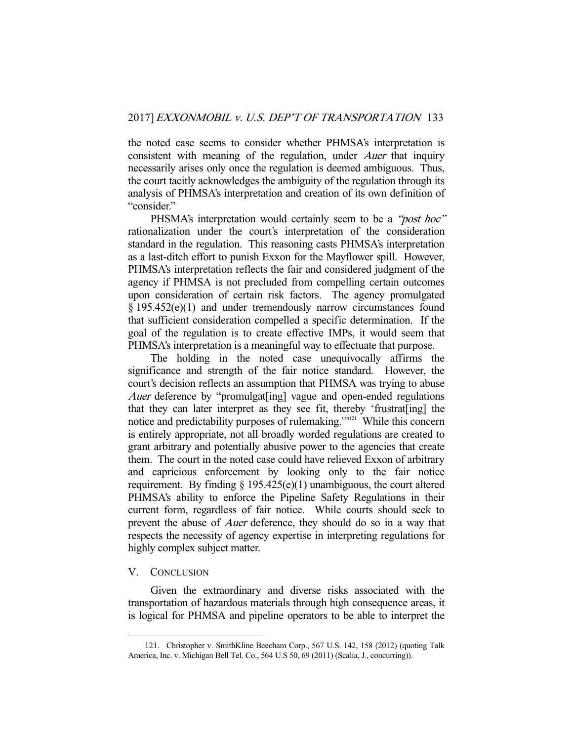the noted case seems to consider whether PHMSA's interpretation is consistent with meaning of the regulation, under *Auer* that inquiry necessarily arises only once the regulation is deemed ambiguous. Thus, the court tacitly acknowledges the ambiguity of the regulation through its analysis of PHMSA's interpretation and creation of its own definition of "consider."

PHSMA's interpretation would certainly seem to be a *"post hoc"* rationalization under the court's interpretation of the consideration standard in the regulation. This reasoning casts PHMSA's interpretation as a last-ditch effort to punish Exxon for the Mayflower spill. However, PHMSA's interpretation reflects the fair and considered judgment of the agency if PHMSA is not precluded from compelling certain outcomes upon consideration of certain risk factors. The agency promulgated § 195.452(e)(1) and under tremendously narrow circumstances found that sufficient consideration compelled a specific determination. If the goal of the regulation is to create effective IMPs, it would seem that PHMSA's interpretation is a meaningful way to effectuate that purpose.

The holding in the noted case unequivocally affirms the significance and strength of the fair notice standard. However, the court's decision reflects an assumption that PHMSA was trying to abuse *Auer* deference by "promulgat[ing] vague and open-ended regulations that they can later interpret as they see fit, thereby 'frustrat[ing] the notice and predictability purposes of rulemaking.'"[121] While this concern is entirely appropriate, not all broadly worded regulations are created to grant arbitrary and potentially abusive power to the agencies that create them. The court in the noted case could have relieved Exxon of arbitrary and capricious enforcement by looking only to the fair notice requirement. By finding § 195.425(e)(1) unambiguous, the court altered PHMSA's ability to enforce the Pipeline Safety Regulations in their current form, regardless of fair notice. While courts should seek to prevent the abuse of *Auer* deference, they should do so in a way that respects the necessity of agency expertise in interpreting regulations for highly complex subject matter.

## V. CONCLUSION

Given the extraordinary and diverse risks associated with the transportation of hazardous materials through high consequence areas, it is logical for PHMSA and pipeline operators to be able to interpret the

---

121. Christopher v. SmithKline Beecham Corp., 567 U.S. 142, 158 (2012) (quoting Talk America, Inc. v. Michigan Bell Tel. Co., 564 U.S 50, 69 (2011) (Scalia, J., concurring)).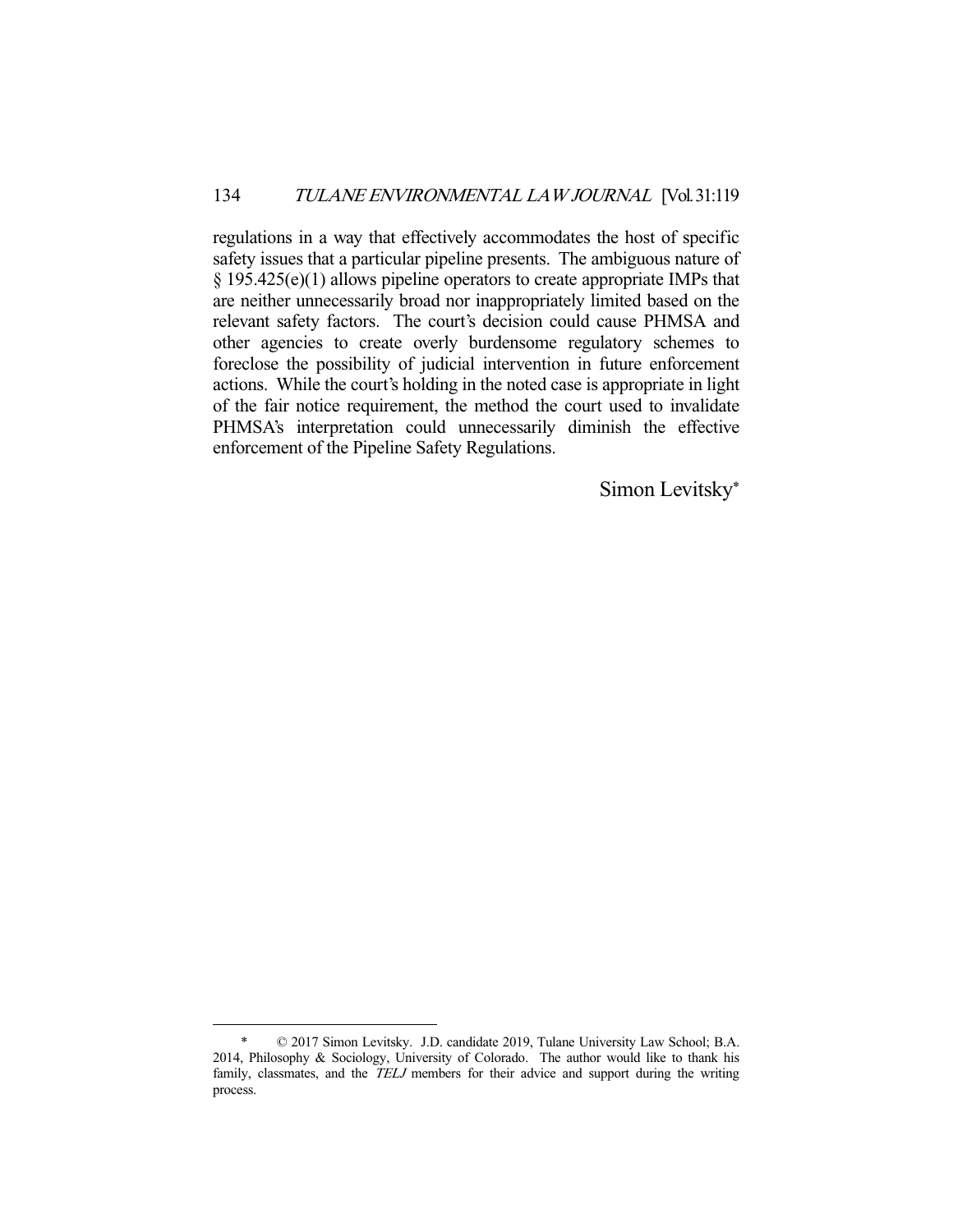regulations in a way that effectively accommodates the host of specific safety issues that a particular pipeline presents. The ambiguous nature of § 195.425(e)(1) allows pipeline operators to create appropriate IMPs that are neither unnecessarily broad nor inappropriately limited based on the relevant safety factors. The court's decision could cause PHMSA and other agencies to create overly burdensome regulatory schemes to foreclose the possibility of judicial intervention in future enforcement actions. While the court's holding in the noted case is appropriate in light of the fair notice requirement, the method the court used to invalidate PHMSA's interpretation could unnecessarily diminish the effective enforcement of the Pipeline Safety Regulations.

Simon Levitsky*

---

\* © 2017 Simon Levitsky. J.D. candidate 2019, Tulane University Law School; B.A. 2014, Philosophy & Sociology, University of Colorado. The author would like to thank his family, classmates, and the *TELJ* members for their advice and support during the writing process.